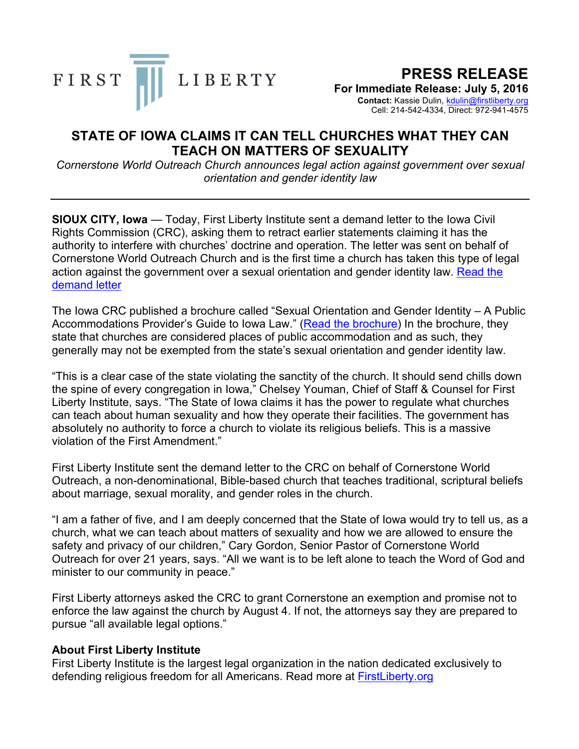FIRST LIBERTY

# PRESS RELEASE

**For Immediate Release: July 5, 2016**

**Contact:** Kassie Dulin, kdulin@firstliberty.org
Cell: 214-542-4334, Direct: 972-941-4575

## STATE OF IOWA CLAIMS IT CAN TELL CHURCHES WHAT THEY CAN TEACH ON MATTERS OF SEXUALITY

*Cornerstone World Outreach Church announces legal action against government over sexual orientation and gender identity law*

---

**SIOUX CITY, Iowa** — Today, First Liberty Institute sent a demand letter to the Iowa Civil Rights Commission (CRC), asking them to retract earlier statements claiming it has the authority to interfere with churches' doctrine and operation. The letter was sent on behalf of Cornerstone World Outreach Church and is the first time a church has taken this type of legal action against the government over a sexual orientation and gender identity law. Read the demand letter

The Iowa CRC published a brochure called "Sexual Orientation and Gender Identity – A Public Accommodations Provider's Guide to Iowa Law." (Read the brochure) In the brochure, they state that churches are considered places of public accommodation and as such, they generally may not be exempted from the state's sexual orientation and gender identity law.

"This is a clear case of the state violating the sanctity of the church. It should send chills down the spine of every congregation in Iowa," Chelsey Youman, Chief of Staff & Counsel for First Liberty Institute, says. "The State of Iowa claims it has the power to regulate what churches can teach about human sexuality and how they operate their facilities. The government has absolutely no authority to force a church to violate its religious beliefs. This is a massive violation of the First Amendment."

First Liberty Institute sent the demand letter to the CRC on behalf of Cornerstone World Outreach, a non-denominational, Bible-based church that teaches traditional, scriptural beliefs about marriage, sexual morality, and gender roles in the church.

"I am a father of five, and I am deeply concerned that the State of Iowa would try to tell us, as a church, what we can teach about matters of sexuality and how we are allowed to ensure the safety and privacy of our children," Cary Gordon, Senior Pastor of Cornerstone World Outreach for over 21 years, says. "All we want is to be left alone to teach the Word of God and minister to our community in peace."

First Liberty attorneys asked the CRC to grant Cornerstone an exemption and promise not to enforce the law against the church by August 4. If not, the attorneys say they are prepared to pursue "all available legal options."

### About First Liberty Institute

First Liberty Institute is the largest legal organization in the nation dedicated exclusively to defending religious freedom for all Americans. Read more at FirstLiberty.org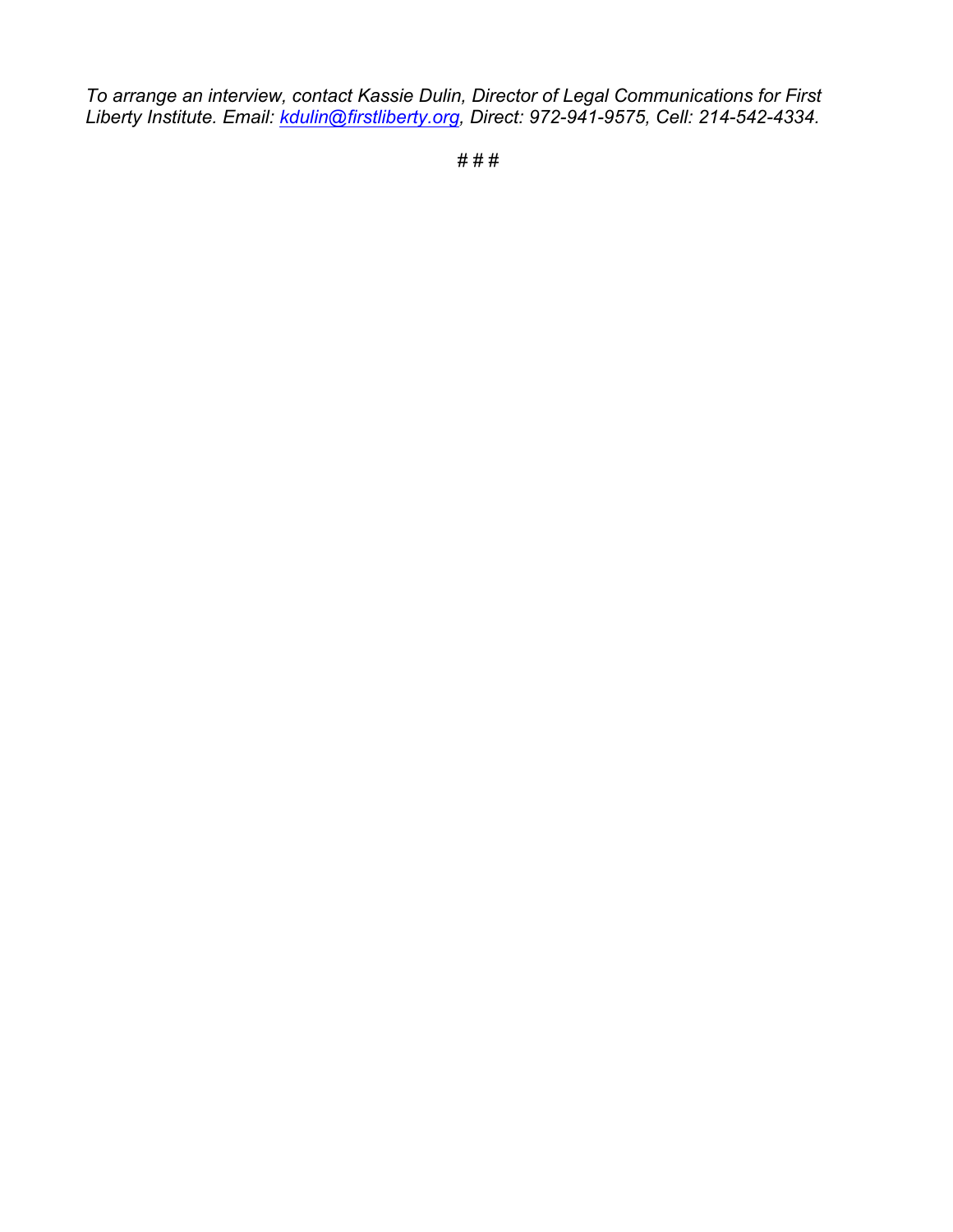*To arrange an interview, contact Kassie Dulin, Director of Legal Communications for First Liberty Institute. Email: kdulin@firstliberty.org, Direct: 972-941-9575, Cell: 214-542-4334.*

# # #